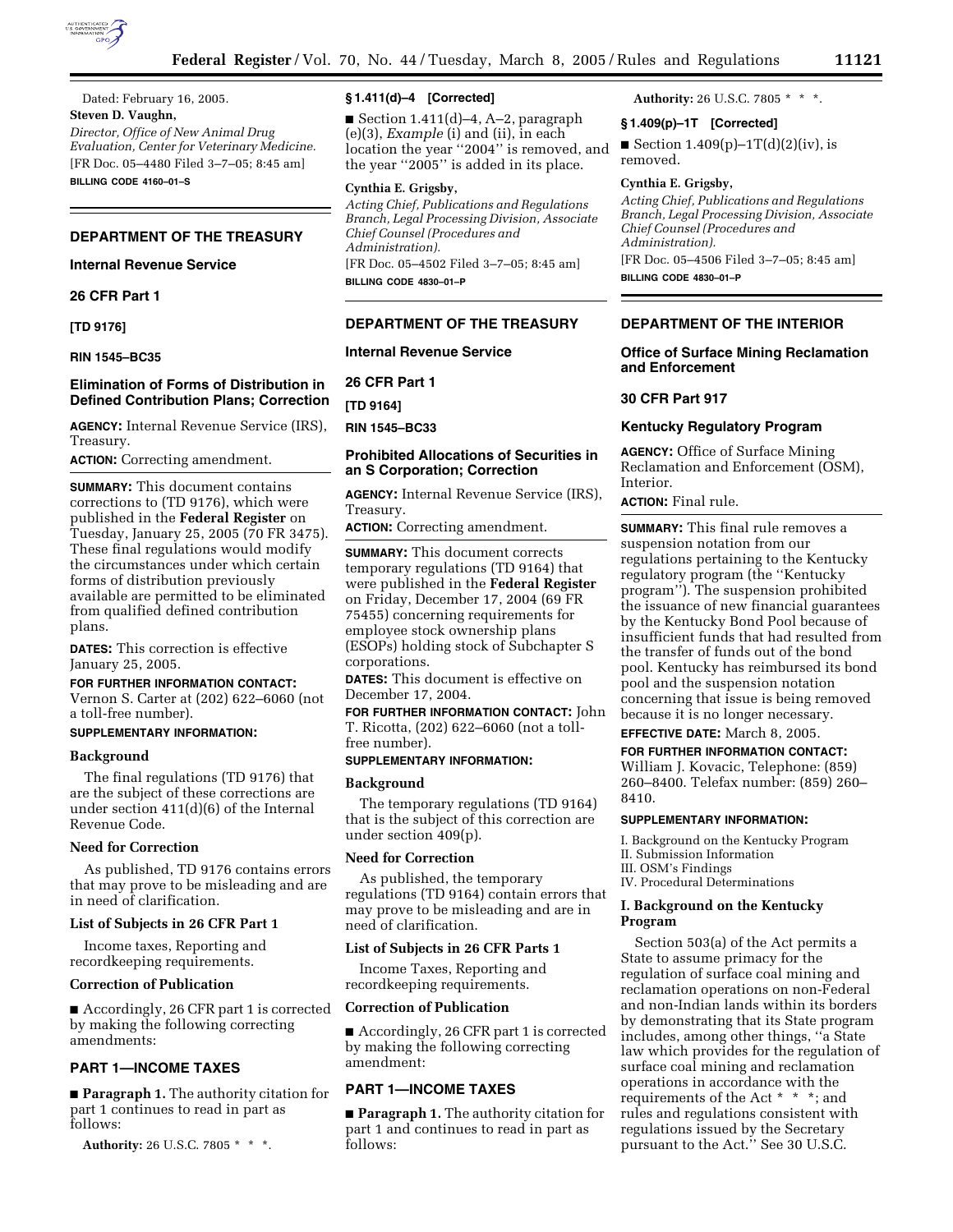Dated: February 16, 2005.

**Steven D. Vaughn,**

*Director, Office of New Animal Drug Evaluation, Center for Veterinary Medicine.*

[FR Doc. 05–4480 Filed 3–7–05; 8:45 am]

**BILLING CODE 4160–01–S**

## DEPARTMENT OF THE TREASURY

### Internal Revenue Service

### 26 CFR Part 1

**[TD 9176]**

**RIN 1545–BC35**

### Elimination of Forms of Distribution in Defined Contribution Plans; Correction

**AGENCY:** Internal Revenue Service (IRS), Treasury.

**ACTION:** Correcting amendment.

**SUMMARY:** This document contains corrections to (TD 9176), which were published in the **Federal Register** on Tuesday, January 25, 2005 (70 FR 3475). These final regulations would modify the circumstances under which certain forms of distribution previously available are permitted to be eliminated from qualified defined contribution plans.

**DATES:** This correction is effective January 25, 2005.

**FOR FURTHER INFORMATION CONTACT:** Vernon S. Carter at (202) 622–6060 (not a toll-free number).

**SUPPLEMENTARY INFORMATION:**

#### Background

The final regulations (TD 9176) that are the subject of these corrections are under section 411(d)(6) of the Internal Revenue Code.

#### Need for Correction

As published, TD 9176 contains errors that may prove to be misleading and are in need of clarification.

#### List of Subjects in 26 CFR Part 1

Income taxes, Reporting and recordkeeping requirements.

#### Correction of Publication

■ Accordingly, 26 CFR part 1 is corrected by making the following correcting amendments:

### PART 1—INCOME TAXES

■ **Paragraph 1.** The authority citation for part 1 continues to read in part as follows:

**Authority:** 26 U.S.C. 7805 * * *.

#### § 1.411(d)–4 [Corrected]

■ Section 1.411(d)–4, A–2, paragraph (e)(3), *Example* (i) and (ii), in each location the year ''2004'' is removed, and the year ''2005'' is added in its place.

**Cynthia E. Grigsby,**

*Acting Chief, Publications and Regulations Branch, Legal Processing Division, Associate Chief Counsel (Procedures and Administration).*

[FR Doc. 05–4502 Filed 3–7–05; 8:45 am]

**BILLING CODE 4830–01–P**

## DEPARTMENT OF THE TREASURY

### Internal Revenue Service

### 26 CFR Part 1

**[TD 9164]**

**RIN 1545–BC33**

### Prohibited Allocations of Securities in an S Corporation; Correction

**AGENCY:** Internal Revenue Service (IRS), Treasury.

**ACTION:** Correcting amendment.

**SUMMARY:** This document corrects temporary regulations (TD 9164) that were published in the **Federal Register** on Friday, December 17, 2004 (69 FR 75455) concerning requirements for employee stock ownership plans (ESOPs) holding stock of Subchapter S corporations.

**DATES:** This document is effective on December 17, 2004.

**FOR FURTHER INFORMATION CONTACT:** John T. Ricotta, (202) 622–6060 (not a toll-free number).

**SUPPLEMENTARY INFORMATION:**

#### Background

The temporary regulations (TD 9164) that is the subject of this correction are under section 409(p).

#### Need for Correction

As published, the temporary regulations (TD 9164) contain errors that may prove to be misleading and are in need of clarification.

#### List of Subjects in 26 CFR Parts 1

Income Taxes, Reporting and recordkeeping requirements.

#### Correction of Publication

■ Accordingly, 26 CFR part 1 is corrected by making the following correcting amendment:

### PART 1—INCOME TAXES

■ **Paragraph 1.** The authority citation for part 1 and continues to read in part as follows:

**Authority:** 26 U.S.C. 7805 * * *.

#### § 1.409(p)–1T [Corrected]

■ Section 1.409(p)–1T(d)(2)(iv), is removed.

**Cynthia E. Grigsby,**

*Acting Chief, Publications and Regulations Branch, Legal Processing Division, Associate Chief Counsel (Procedures and Administration).*

[FR Doc. 05–4506 Filed 3–7–05; 8:45 am]

**BILLING CODE 4830–01–P**

## DEPARTMENT OF THE INTERIOR

### Office of Surface Mining Reclamation and Enforcement

### 30 CFR Part 917

### Kentucky Regulatory Program

**AGENCY:** Office of Surface Mining Reclamation and Enforcement (OSM), Interior.

**ACTION:** Final rule.

**SUMMARY:** This final rule removes a suspension notation from our regulations pertaining to the Kentucky regulatory program (the ''Kentucky program''). The suspension prohibited the issuance of new financial guarantees by the Kentucky Bond Pool because of insufficient funds that had resulted from the transfer of funds out of the bond pool. Kentucky has reimbursed its bond pool and the suspension notation concerning that issue is being removed because it is no longer necessary.

**EFFECTIVE DATE:** March 8, 2005.

**FOR FURTHER INFORMATION CONTACT:** William J. Kovacic, Telephone: (859) 260–8400. Telefax number: (859) 260–8410.

**SUPPLEMENTARY INFORMATION:**

I. Background on the Kentucky Program
II. Submission Information
III. OSM's Findings
IV. Procedural Determinations

#### I. Background on the Kentucky Program

Section 503(a) of the Act permits a State to assume primacy for the regulation of surface coal mining and reclamation operations on non-Federal and non-Indian lands within its borders by demonstrating that its State program includes, among other things, ''a State law which provides for the regulation of surface coal mining and reclamation operations in accordance with the requirements of the Act * * *; and rules and regulations consistent with regulations issued by the Secretary pursuant to the Act.'' See 30 U.S.C.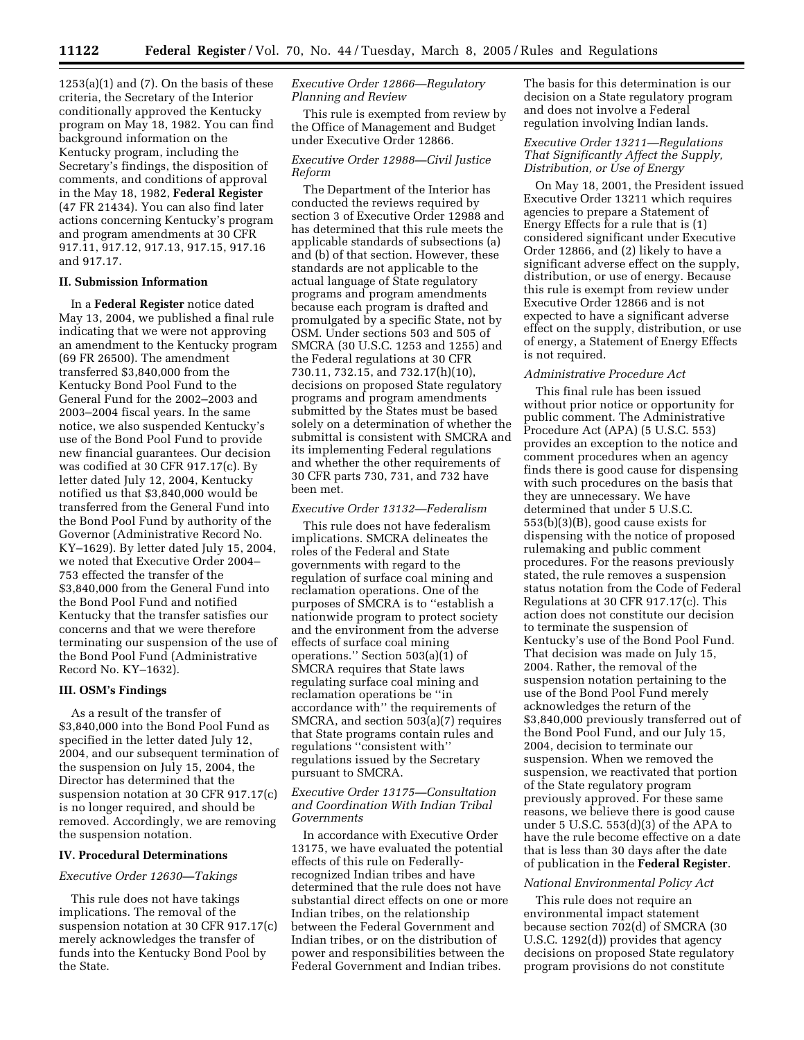1253(a)(1) and (7). On the basis of these criteria, the Secretary of the Interior conditionally approved the Kentucky program on May 18, 1982. You can find background information on the Kentucky program, including the Secretary's findings, the disposition of comments, and conditions of approval in the May 18, 1982, **Federal Register** (47 FR 21434). You can also find later actions concerning Kentucky's program and program amendments at 30 CFR 917.11, 917.12, 917.13, 917.15, 917.16 and 917.17.

## II. Submission Information

In a **Federal Register** notice dated May 13, 2004, we published a final rule indicating that we were not approving an amendment to the Kentucky program (69 FR 26500). The amendment transferred $3,840,000 from the Kentucky Bond Pool Fund to the General Fund for the 2002–2003 and 2003–2004 fiscal years. In the same notice, we also suspended Kentucky's use of the Bond Pool Fund to provide new financial guarantees. Our decision was codified at 30 CFR 917.17(c). By letter dated July 12, 2004, Kentucky notified us that $3,840,000 would be transferred from the General Fund into the Bond Pool Fund by authority of the Governor (Administrative Record No. KY–1629). By letter dated July 15, 2004, we noted that Executive Order 2004–753 effected the transfer of the $3,840,000 from the General Fund into the Bond Pool Fund and notified Kentucky that the transfer satisfies our concerns and that we were therefore terminating our suspension of the use of the Bond Pool Fund (Administrative Record No. KY–1632).

## III. OSM's Findings

As a result of the transfer of $3,840,000 into the Bond Pool Fund as specified in the letter dated July 12, 2004, and our subsequent termination of the suspension on July 15, 2004, the Director has determined that the suspension notation at 30 CFR 917.17(c) is no longer required, and should be removed. Accordingly, we are removing the suspension notation.

## IV. Procedural Determinations

*Executive Order 12630—Takings*

This rule does not have takings implications. The removal of the suspension notation at 30 CFR 917.17(c) merely acknowledges the transfer of funds into the Kentucky Bond Pool by the State.

*Executive Order 12866—Regulatory Planning and Review*

This rule is exempted from review by the Office of Management and Budget under Executive Order 12866.

*Executive Order 12988—Civil Justice Reform*

The Department of the Interior has conducted the reviews required by section 3 of Executive Order 12988 and has determined that this rule meets the applicable standards of subsections (a) and (b) of that section. However, these standards are not applicable to the actual language of State regulatory programs and program amendments because each program is drafted and promulgated by a specific State, not by OSM. Under sections 503 and 505 of SMCRA (30 U.S.C. 1253 and 1255) and the Federal regulations at 30 CFR 730.11, 732.15, and 732.17(h)(10), decisions on proposed State regulatory programs and program amendments submitted by the States must be based solely on a determination of whether the submittal is consistent with SMCRA and its implementing Federal regulations and whether the other requirements of 30 CFR parts 730, 731, and 732 have been met.

*Executive Order 13132—Federalism*

This rule does not have federalism implications. SMCRA delineates the roles of the Federal and State governments with regard to the regulation of surface coal mining and reclamation operations. One of the purposes of SMCRA is to ''establish a nationwide program to protect society and the environment from the adverse effects of surface coal mining operations.'' Section 503(a)(1) of SMCRA requires that State laws regulating surface coal mining and reclamation operations be ''in accordance with'' the requirements of SMCRA, and section 503(a)(7) requires that State programs contain rules and regulations ''consistent with'' regulations issued by the Secretary pursuant to SMCRA.

*Executive Order 13175—Consultation and Coordination With Indian Tribal Governments*

In accordance with Executive Order 13175, we have evaluated the potential effects of this rule on Federally-recognized Indian tribes and have determined that the rule does not have substantial direct effects on one or more Indian tribes, on the relationship between the Federal Government and Indian tribes, or on the distribution of power and responsibilities between the Federal Government and Indian tribes. The basis for this determination is our decision on a State regulatory program and does not involve a Federal regulation involving Indian lands.

*Executive Order 13211—Regulations That Significantly Affect the Supply, Distribution, or Use of Energy*

On May 18, 2001, the President issued Executive Order 13211 which requires agencies to prepare a Statement of Energy Effects for a rule that is (1) considered significant under Executive Order 12866, and (2) likely to have a significant adverse effect on the supply, distribution, or use of energy. Because this rule is exempt from review under Executive Order 12866 and is not expected to have a significant adverse effect on the supply, distribution, or use of energy, a Statement of Energy Effects is not required.

*Administrative Procedure Act*

This final rule has been issued without prior notice or opportunity for public comment. The Administrative Procedure Act (APA) (5 U.S.C. 553) provides an exception to the notice and comment procedures when an agency finds there is good cause for dispensing with such procedures on the basis that they are unnecessary. We have determined that under 5 U.S.C. 553(b)(3)(B), good cause exists for dispensing with the notice of proposed rulemaking and public comment procedures. For the reasons previously stated, the rule removes a suspension status notation from the Code of Federal Regulations at 30 CFR 917.17(c). This action does not constitute our decision to terminate the suspension of Kentucky's use of the Bond Pool Fund. That decision was made on July 15, 2004. Rather, the removal of the suspension notation pertaining to the use of the Bond Pool Fund merely acknowledges the return of the $3,840,000 previously transferred out of the Bond Pool Fund, and our July 15, 2004, decision to terminate our suspension. When we removed the suspension, we reactivated that portion of the State regulatory program previously approved. For these same reasons, we believe there is good cause under 5 U.S.C. 553(d)(3) of the APA to have the rule become effective on a date that is less than 30 days after the date of publication in the **Federal Register**.

*National Environmental Policy Act*

This rule does not require an environmental impact statement because section 702(d) of SMCRA (30 U.S.C. 1292(d)) provides that agency decisions on proposed State regulatory program provisions do not constitute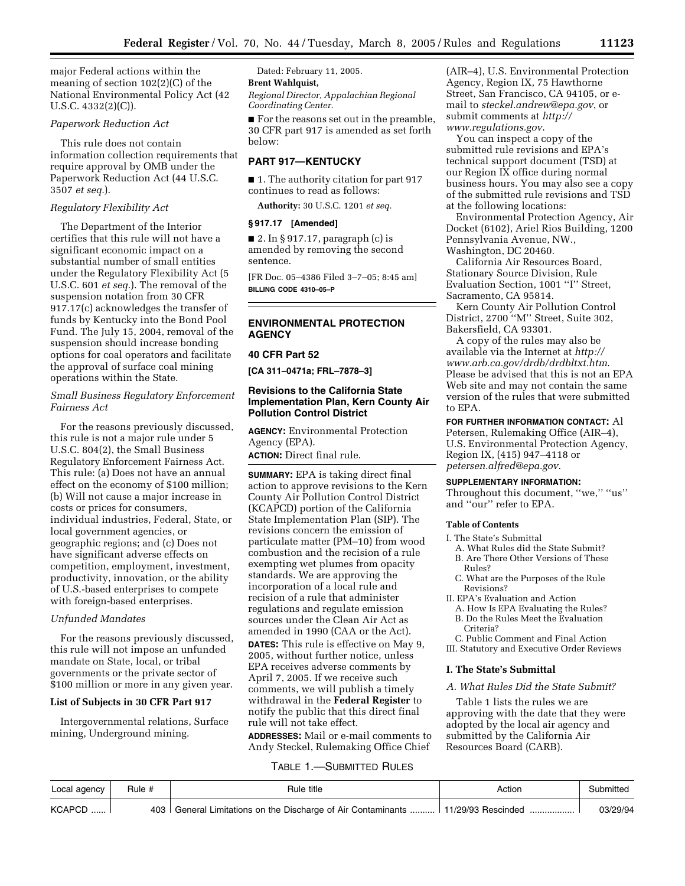major Federal actions within the meaning of section 102(2)(C) of the National Environmental Policy Act (42 U.S.C. 4332(2)(C)).

*Paperwork Reduction Act*

This rule does not contain information collection requirements that require approval by OMB under the Paperwork Reduction Act (44 U.S.C. 3507 *et seq.*).

*Regulatory Flexibility Act*

The Department of the Interior certifies that this rule will not have a significant economic impact on a substantial number of small entities under the Regulatory Flexibility Act (5 U.S.C. 601 *et seq.*). The removal of the suspension notation from 30 CFR 917.17(c) acknowledges the transfer of funds by Kentucky into the Bond Pool Fund. The July 15, 2004, removal of the suspension should increase bonding options for coal operators and facilitate the approval of surface coal mining operations within the State.

*Small Business Regulatory Enforcement Fairness Act*

For the reasons previously discussed, this rule is not a major rule under 5 U.S.C. 804(2), the Small Business Regulatory Enforcement Fairness Act. This rule: (a) Does not have an annual effect on the economy of $100 million; (b) Will not cause a major increase in costs or prices for consumers, individual industries, Federal, State, or local government agencies, or geographic regions; and (c) Does not have significant adverse effects on competition, employment, investment, productivity, innovation, or the ability of U.S.-based enterprises to compete with foreign-based enterprises.

*Unfunded Mandates*

For the reasons previously discussed, this rule will not impose an unfunded mandate on State, local, or tribal governments or the private sector of $100 million or more in any given year.

**List of Subjects in 30 CFR Part 917**

Intergovernmental relations, Surface mining, Underground mining.

Dated: February 11, 2005.

**Brent Wahlquist,**

*Regional Director, Appalachian Regional Coordinating Center.*

■ For the reasons set out in the preamble, 30 CFR part 917 is amended as set forth below:

## PART 917—KENTUCKY

■ 1. The authority citation for part 917 continues to read as follows:

**Authority:** 30 U.S.C. 1201 *et seq.*

### § 917.17 [Amended]

■ 2. In § 917.17, paragraph (c) is amended by removing the second sentence.

[FR Doc. 05–4386 Filed 3–7–05; 8:45 am]

**BILLING CODE 4310–05–P**

## ENVIRONMENTAL PROTECTION AGENCY

### 40 CFR Part 52

**[CA 311–0471a; FRL–7878–3]**

### Revisions to the California State Implementation Plan, Kern County Air Pollution Control District

**AGENCY:** Environmental Protection Agency (EPA).

**ACTION:** Direct final rule.

**SUMMARY:** EPA is taking direct final action to approve revisions to the Kern County Air Pollution Control District (KCAPCD) portion of the California State Implementation Plan (SIP). The revisions concern the emission of particulate matter (PM–10) from wood combustion and the recision of a rule exempting wet plumes from opacity standards. We are approving the incorporation of a local rule and recision of a rule that administer regulations and regulate emission sources under the Clean Air Act as amended in 1990 (CAA or the Act).

**DATES:** This rule is effective on May 9, 2005, without further notice, unless EPA receives adverse comments by April 7, 2005. If we receive such comments, we will publish a timely withdrawal in the **Federal Register** to notify the public that this direct final rule will not take effect.

**ADDRESSES:** Mail or e-mail comments to Andy Steckel, Rulemaking Office Chief (AIR–4), U.S. Environmental Protection Agency, Region IX, 75 Hawthorne Street, San Francisco, CA 94105, or e-mail to *steckel.andrew@epa.gov*, or submit comments at *http://www.regulations.gov.*

You can inspect a copy of the submitted rule revisions and EPA's technical support document (TSD) at our Region IX office during normal business hours. You may also see a copy of the submitted rule revisions and TSD at the following locations:

Environmental Protection Agency, Air Docket (6102), Ariel Rios Building, 1200 Pennsylvania Avenue, NW., Washington, DC 20460.

California Air Resources Board, Stationary Source Division, Rule Evaluation Section, 1001 ''I'' Street, Sacramento, CA 95814.

Kern County Air Pollution Control District, 2700 ''M'' Street, Suite 302, Bakersfield, CA 93301.

A copy of the rules may also be available via the Internet at *http://www.arb.ca.gov/drdb/drdbltxt.htm.* Please be advised that this is not an EPA Web site and may not contain the same version of the rules that were submitted to EPA.

**FOR FURTHER INFORMATION CONTACT:** Al Petersen, Rulemaking Office (AIR–4), U.S. Environmental Protection Agency, Region IX, (415) 947–4118 or *petersen.alfred@epa.gov.*

**SUPPLEMENTARY INFORMATION:**

Throughout this document, ''we,'' ''us'' and ''our'' refer to EPA.

**Table of Contents**

- I. The State's Submittal
  - A. What Rules did the State Submit?
  - B. Are There Other Versions of These Rules?
  - C. What are the Purposes of the Rule Revisions?
- II. EPA's Evaluation and Action
  - A. How Is EPA Evaluating the Rules?
  - B. Do the Rules Meet the Evaluation Criteria?
  - C. Public Comment and Final Action
- III. Statutory and Executive Order Reviews

## I. The State's Submittal

*A. What Rules Did the State Submit?*

Table 1 lists the rules we are approving with the date that they were adopted by the local air agency and submitted by the California Air Resources Board (CARB).

TABLE 1.—SUBMITTED RULES

| Local agency | Rule # | Rule title | Action | Submitted |
|---|---|---|---|---|
| KCAPCD | 403 | General Limitations on the Discharge of Air Contaminants | 11/29/93 Rescinded | 03/29/94 |